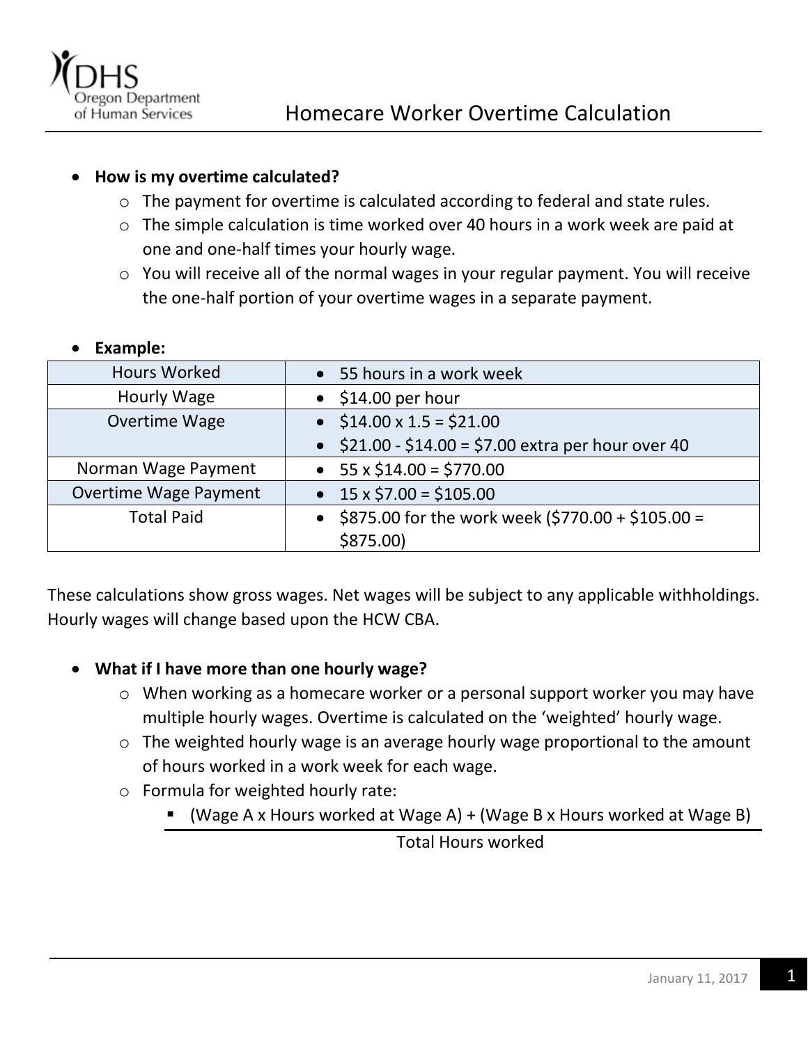# Homecare Worker Overtime Calculation

- **How is my overtime calculated?**
  - The payment for overtime is calculated according to federal and state rules.
  - The simple calculation is time worked over 40 hours in a work week are paid at one and one-half times your hourly wage.
  - You will receive all of the normal wages in your regular payment. You will receive the one-half portion of your overtime wages in a separate payment.

- **Example:**

| | |
|---|---|
| Hours Worked | • 55 hours in a work week |
| Hourly Wage | • $14.00 per hour |
| Overtime Wage | • $14.00 x 1.5 = $21.00<br>• $21.00 - $14.00 = $7.00 extra per hour over 40 |
| Norman Wage Payment | • 55 x $14.00 = $770.00 |
| Overtime Wage Payment | • 15 x $7.00 = $105.00 |
| Total Paid | • $875.00 for the work week ($770.00 + $105.00 = $875.00) |

These calculations show gross wages. Net wages will be subject to any applicable withholdings. Hourly wages will change based upon the HCW CBA.

- **What if I have more than one hourly wage?**
  - When working as a homecare worker or a personal support worker you may have multiple hourly wages. Overtime is calculated on the 'weighted' hourly wage.
  - The weighted hourly wage is an average hourly wage proportional to the amount of hours worked in a work week for each wage.
  - Formula for weighted hourly rate:
    - $$\frac{(\text{Wage A} \times \text{Hours worked at Wage A}) + (\text{Wage B} \times \text{Hours worked at Wage B})}{\text{Total Hours worked}}$$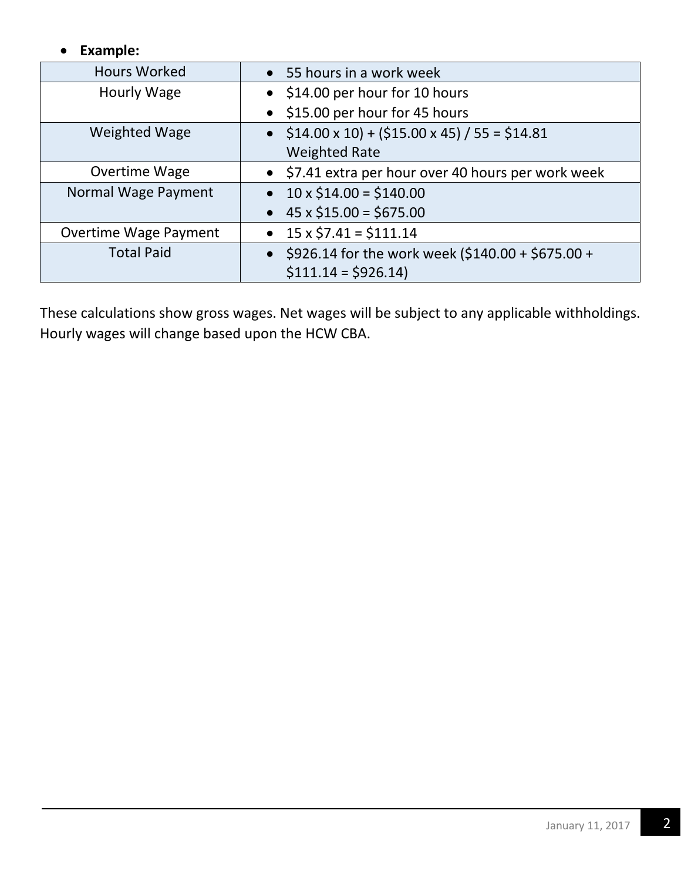- **Example:**

| | |
|---|---|
| Hours Worked | • 55 hours in a work week |
| Hourly Wage | • $14.00 per hour for 10 hours<br>• $15.00 per hour for 45 hours |
| Weighted Wage | • $14.00 x 10) + ($15.00 x 45) / 55 = $14.81 Weighted Rate |
| Overtime Wage | • $7.41 extra per hour over 40 hours per work week |
| Normal Wage Payment | • 10 x $14.00 = $140.00<br>• 45 x $15.00 = $675.00 |
| Overtime Wage Payment | • 15 x $7.41 = $111.14 |
| Total Paid | • $926.14 for the work week ($140.00 + $675.00 + $111.14 = $926.14) |

These calculations show gross wages. Net wages will be subject to any applicable withholdings. Hourly wages will change based upon the HCW CBA.